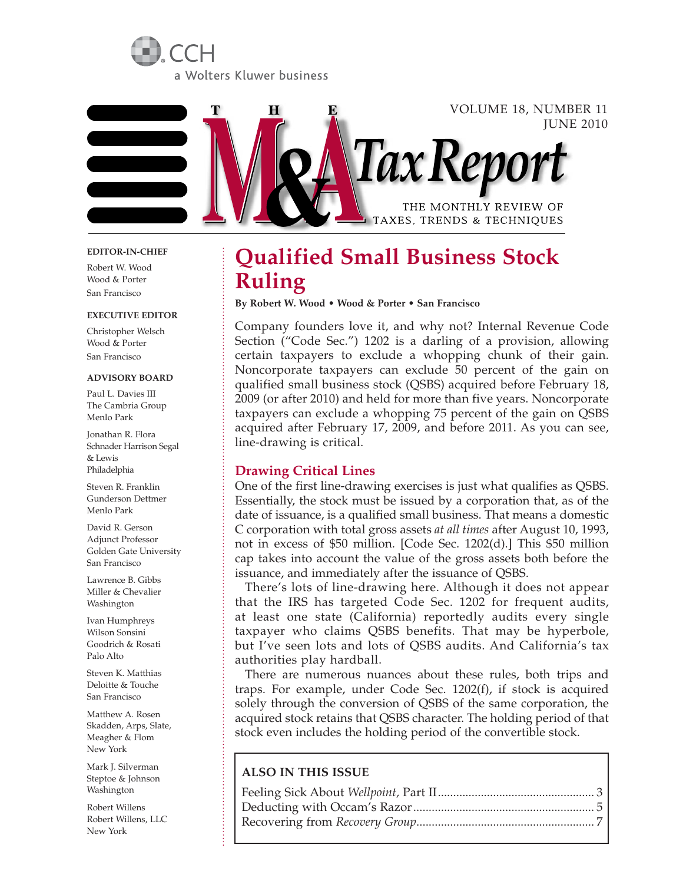CCH

a Wolters Kluwer business

# THE M&A Tax Report

VOLUME 18, NUMBER 11
JUNE 2010

THE MONTHLY REVIEW OF TAXES, TRENDS & TECHNIQUES

**EDITOR-IN-CHIEF**

Robert W. Wood
Wood & Porter
San Francisco

**EXECUTIVE EDITOR**

Christopher Welsch
Wood & Porter
San Francisco

**ADVISORY BOARD**

Paul L. Davies III
The Cambria Group
Menlo Park

Jonathan R. Flora
Schnader Harrison Segal & Lewis
Philadelphia

Steven R. Franklin
Gunderson Dettmer
Menlo Park

David R. Gerson
Adjunct Professor
Golden Gate University
San Francisco

Lawrence B. Gibbs
Miller & Chevalier
Washington

Ivan Humphreys
Wilson Sonsini Goodrich & Rosati
Palo Alto

Steven K. Matthias
Deloitte & Touche
San Francisco

Matthew A. Rosen
Skadden, Arps, Slate, Meagher & Flom
New York

Mark J. Silverman
Steptoe & Johnson
Washington

Robert Willens
Robert Willens, LLC
New York

## Qualified Small Business Stock Ruling

**By Robert W. Wood • Wood & Porter • San Francisco**

Company founders love it, and why not? Internal Revenue Code Section ("Code Sec.") 1202 is a darling of a provision, allowing certain taxpayers to exclude a whopping chunk of their gain. Noncorporate taxpayers can exclude 50 percent of the gain on qualified small business stock (QSBS) acquired before February 18, 2009 (or after 2010) and held for more than five years. Noncorporate taxpayers can exclude a whopping 75 percent of the gain on QSBS acquired after February 17, 2009, and before 2011. As you can see, line-drawing is critical.

### Drawing Critical Lines

One of the first line-drawing exercises is just what qualifies as QSBS. Essentially, the stock must be issued by a corporation that, as of the date of issuance, is a qualified small business. That means a domestic C corporation with total gross assets *at all times* after August 10, 1993, not in excess of $50 million. [Code Sec. 1202(d).] This $50 million cap takes into account the value of the gross assets both before the issuance, and immediately after the issuance of QSBS.

There's lots of line-drawing here. Although it does not appear that the IRS has targeted Code Sec. 1202 for frequent audits, at least one state (California) reportedly audits every single taxpayer who claims QSBS benefits. That may be hyperbole, but I've seen lots and lots of QSBS audits. And California's tax authorities play hardball.

There are numerous nuances about these rules, both trips and traps. For example, under Code Sec. 1202(f), if stock is acquired solely through the conversion of QSBS of the same corporation, the acquired stock retains that QSBS character. The holding period of that stock even includes the holding period of the convertible stock.

**ALSO IN THIS ISSUE**

Feeling Sick About *Wellpoint*, Part II .................. 3
Deducting with Occam's Razor .................. 5
Recovering from *Recovery Group* .................. 7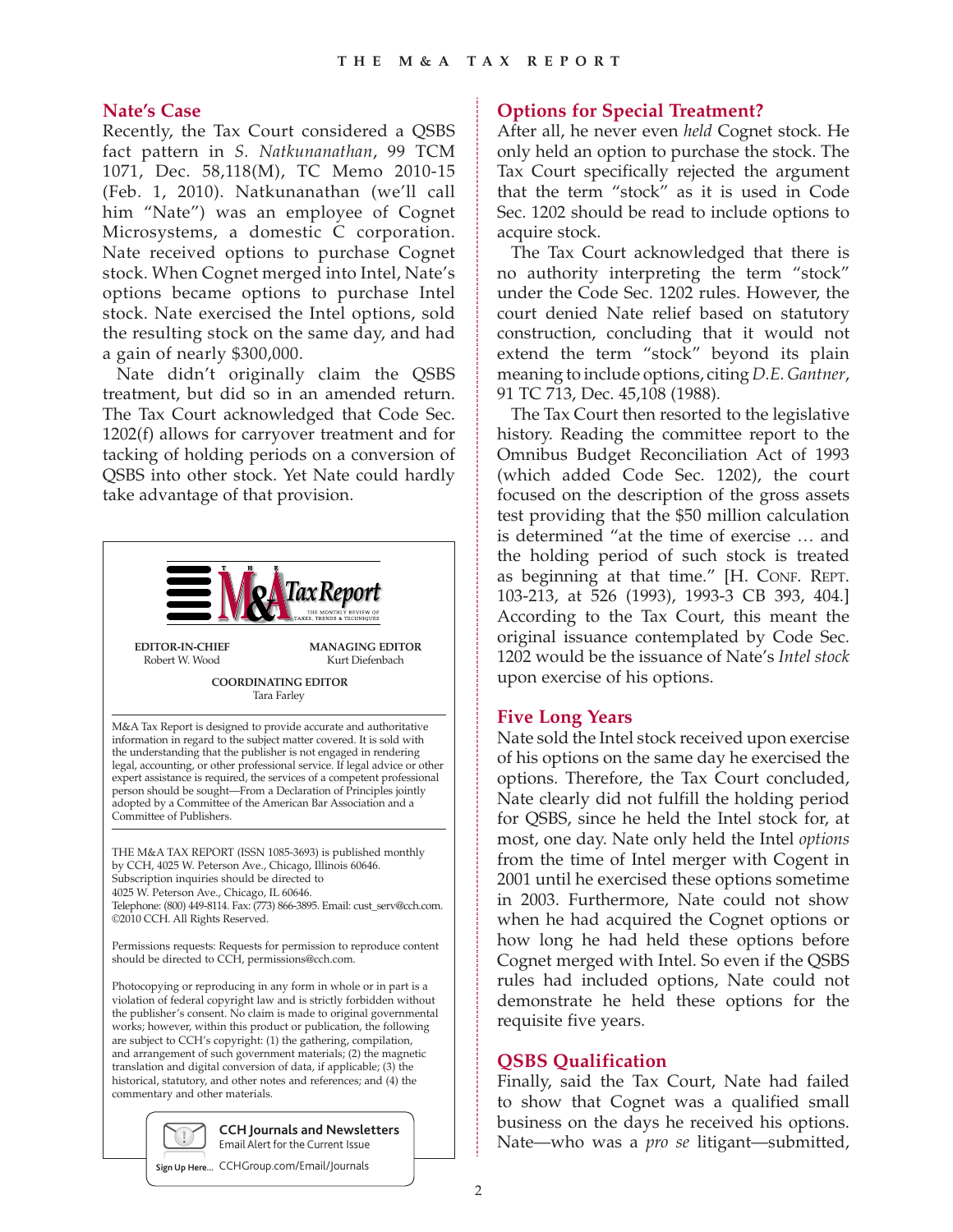## Nate's Case

Recently, the Tax Court considered a QSBS fact pattern in *S. Natkunanathan*, 99 TCM 1071, Dec. 58,118(M), TC Memo 2010-15 (Feb. 1, 2010). Natkunanathan (we'll call him "Nate") was an employee of Cognet Microsystems, a domestic C corporation. Nate received options to purchase Cognet stock. When Cognet merged into Intel, Nate's options became options to purchase Intel stock. Nate exercised the Intel options, sold the resulting stock on the same day, and had a gain of nearly $300,000.

Nate didn't originally claim the QSBS treatment, but did so in an amended return. The Tax Court acknowledged that Code Sec. 1202(f) allows for carryover treatment and for tacking of holding periods on a conversion of QSBS into other stock. Yet Nate could hardly take advantage of that provision.

**THE M&A Tax Report**
THE MONTHLY REVIEW OF TAXES, TRENDS & TECHNIQUES

**EDITOR-IN-CHIEF**
Robert W. Wood

**MANAGING EDITOR**
Kurt Diefenbach

**COORDINATING EDITOR**
Tara Farley

M&A Tax Report is designed to provide accurate and authoritative information in regard to the subject matter covered. It is sold with the understanding that the publisher is not engaged in rendering legal, accounting, or other professional service. If legal advice or other expert assistance is required, the services of a competent professional person should be sought—From a Declaration of Principles jointly adopted by a Committee of the American Bar Association and a Committee of Publishers.

THE M&A TAX REPORT (ISSN 1085-3693) is published monthly by CCH, 4025 W. Peterson Ave., Chicago, Illinois 60646. Subscription inquiries should be directed to 4025 W. Peterson Ave., Chicago, IL 60646. Telephone: (800) 449-8114. Fax: (773) 866-3895. Email: cust_serv@cch.com. ©2010 CCH. All Rights Reserved.

Permissions requests: Requests for permission to reproduce content should be directed to CCH, permissions@cch.com.

Photocopying or reproducing in any form in whole or in part is a violation of federal copyright law and is strictly forbidden without the publisher's consent. No claim is made to original governmental works; however, within this product or publication, the following are subject to CCH's copyright: (1) the gathering, compilation, and arrangement of such government materials; (2) the magnetic translation and digital conversion of data, if applicable; (3) the historical, statutory, and other notes and references; and (4) the commentary and other materials.

**CCH Journals and Newsletters**
Email Alert for the Current Issue
Sign Up Here... CCHGroup.com/Email/Journals

## Options for Special Treatment?

After all, he never even *held* Cognet stock. He only held an option to purchase the stock. The Tax Court specifically rejected the argument that the term "stock" as it is used in Code Sec. 1202 should be read to include options to acquire stock.

The Tax Court acknowledged that there is no authority interpreting the term "stock" under the Code Sec. 1202 rules. However, the court denied Nate relief based on statutory construction, concluding that it would not extend the term "stock" beyond its plain meaning to include options, citing *D.E. Gantner*, 91 TC 713, Dec. 45,108 (1988).

The Tax Court then resorted to the legislative history. Reading the committee report to the Omnibus Budget Reconciliation Act of 1993 (which added Code Sec. 1202), the court focused on the description of the gross assets test providing that the $50 million calculation is determined "at the time of exercise … and the holding period of such stock is treated as beginning at that time." [H. Conf. Rept. 103-213, at 526 (1993), 1993-3 CB 393, 404.] According to the Tax Court, this meant the original issuance contemplated by Code Sec. 1202 would be the issuance of Nate's *Intel stock* upon exercise of his options.

## Five Long Years

Nate sold the Intel stock received upon exercise of his options on the same day he exercised the options. Therefore, the Tax Court concluded, Nate clearly did not fulfill the holding period for QSBS, since he held the Intel stock for, at most, one day. Nate only held the Intel *options* from the time of Intel merger with Cogent in 2001 until he exercised these options sometime in 2003. Furthermore, Nate could not show when he had acquired the Cognet options or how long he had held these options before Cognet merged with Intel. So even if the QSBS rules had included options, Nate could not demonstrate he held these options for the requisite five years.

## QSBS Qualification

Finally, said the Tax Court, Nate had failed to show that Cognet was a qualified small business on the days he received his options. Nate—who was a *pro se* litigant—submitted,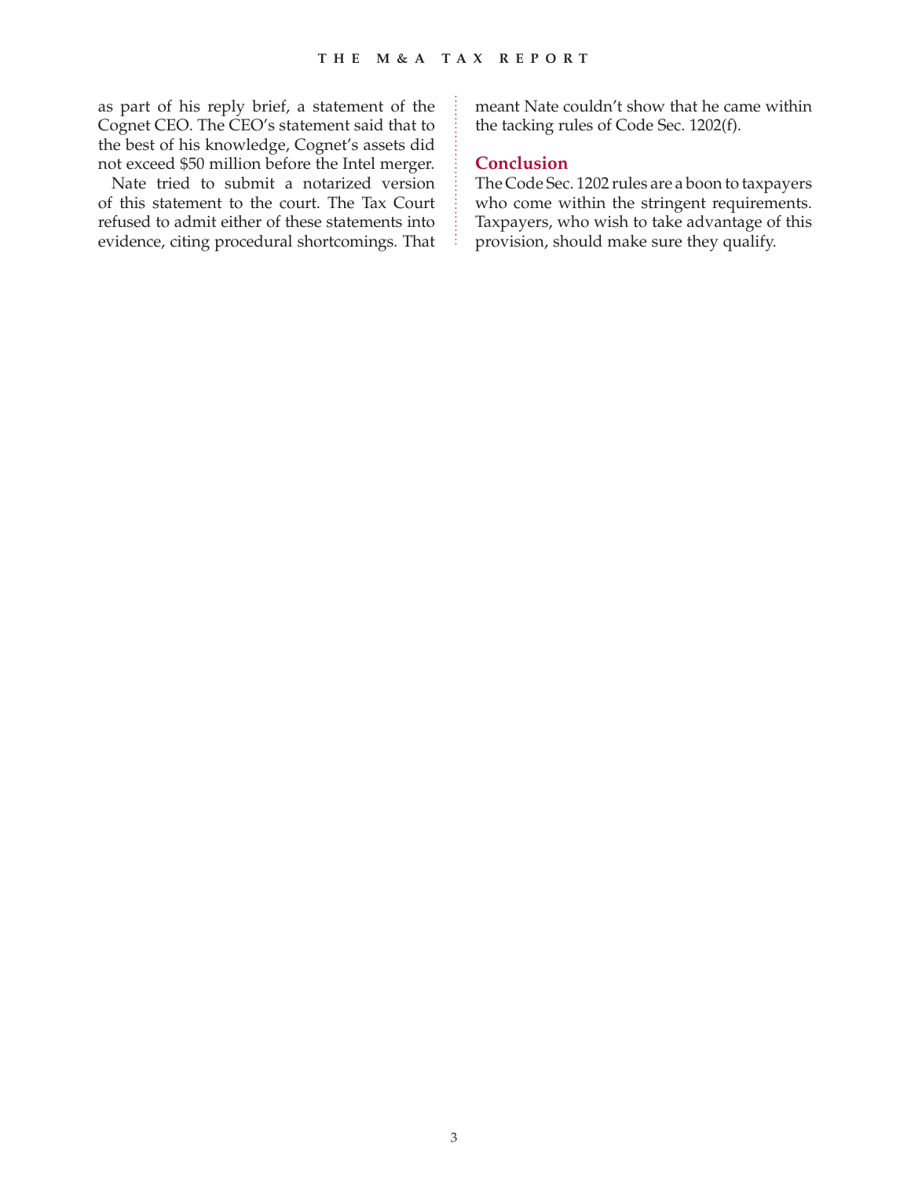as part of his reply brief, a statement of the Cognet CEO. The CEO's statement said that to the best of his knowledge, Cognet's assets did not exceed $50 million before the Intel merger.

Nate tried to submit a notarized version of this statement to the court. The Tax Court refused to admit either of these statements into evidence, citing procedural shortcomings. That meant Nate couldn't show that he came within the tacking rules of Code Sec. 1202(f).

## Conclusion

The Code Sec. 1202 rules are a boon to taxpayers who come within the stringent requirements. Taxpayers, who wish to take advantage of this provision, should make sure they qualify.